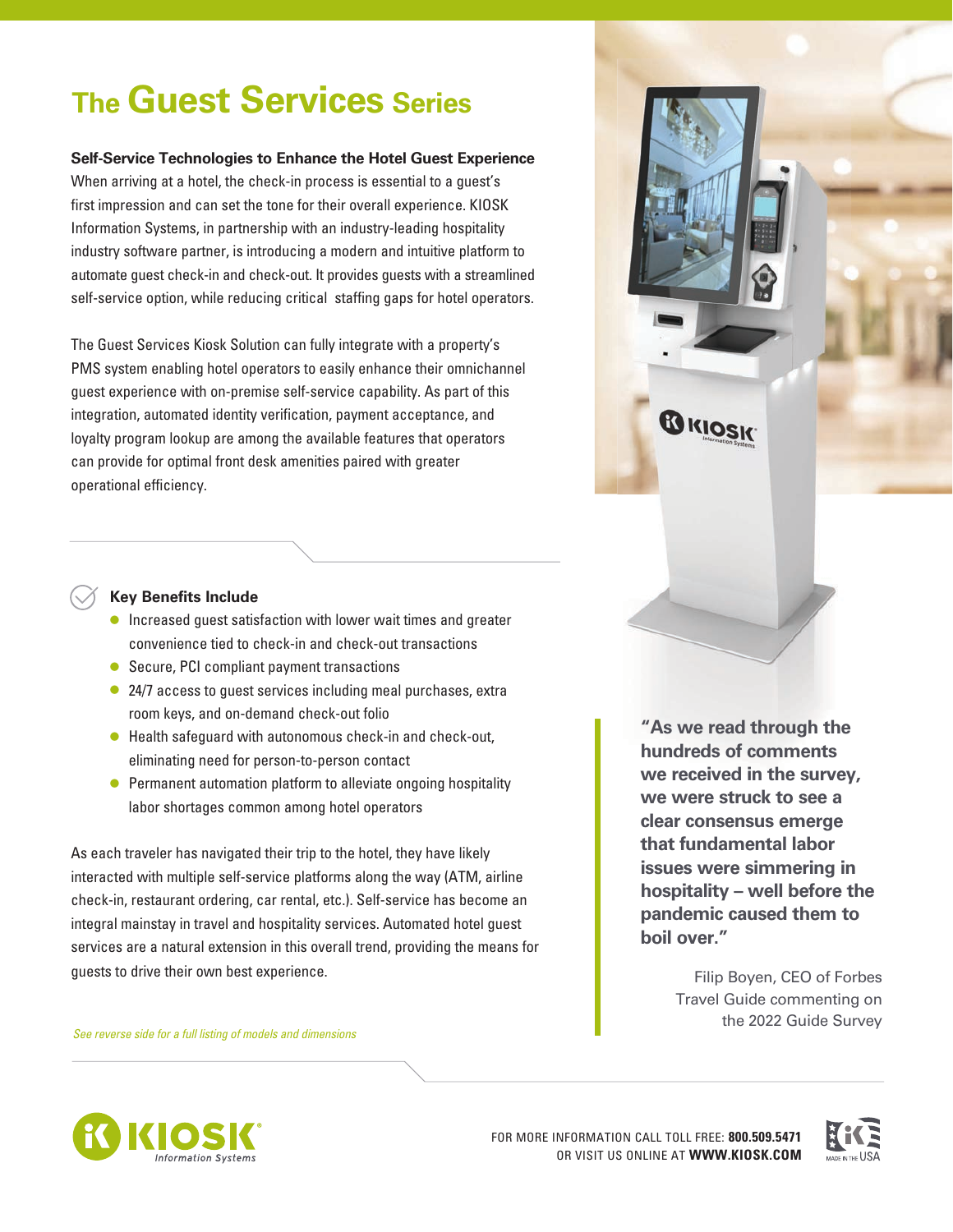# The Guest Services Series

**Self-Service Technologies to Enhance the Hotel Guest Experience**

When arriving at a hotel, the check-in process is essential to a guest's first impression and can set the tone for their overall experience. KIOSK Information Systems, in partnership with an industry-leading hospitality industry software partner, is introducing a modern and intuitive platform to automate guest check-in and check-out. It provides guests with a streamlined self-service option, while reducing critical staffing gaps for hotel operators.

The Guest Services Kiosk Solution can fully integrate with a property's PMS system enabling hotel operators to easily enhance their omnichannel guest experience with on-premise self-service capability. As part of this integration, automated identity verification, payment acceptance, and loyalty program lookup are among the available features that operators can provide for optimal front desk amenities paired with greater operational efficiency.

### Key Benefits Include

- Increased guest satisfaction with lower wait times and greater convenience tied to check-in and check-out transactions
- Secure, PCI compliant payment transactions
- 24/7 access to guest services including meal purchases, extra room keys, and on-demand check-out folio
- Health safeguard with autonomous check-in and check-out, eliminating need for person-to-person contact
- Permanent automation platform to alleviate ongoing hospitality labor shortages common among hotel operators

As each traveler has navigated their trip to the hotel, they have likely interacted with multiple self-service platforms along the way (ATM, airline check-in, restaurant ordering, car rental, etc.). Self-service has become an integral mainstay in travel and hospitality services. Automated hotel guest services are a natural extension in this overall trend, providing the means for guests to drive their own best experience.

> **"As we read through the hundreds of comments we received in the survey, we were struck to see a clear consensus emerge that fundamental labor issues were simmering in hospitality – well before the pandemic caused them to boil over."**
>
> Filip Boyen, CEO of Forbes Travel Guide commenting on the 2022 Guide Survey

*See reverse side for a full listing of models and dimensions*

KIOSK Information Systems

FOR MORE INFORMATION CALL TOLL FREE: **800.509.5471**
OR VISIT US ONLINE AT **WWW.KIOSK.COM**

MADE IN THE USA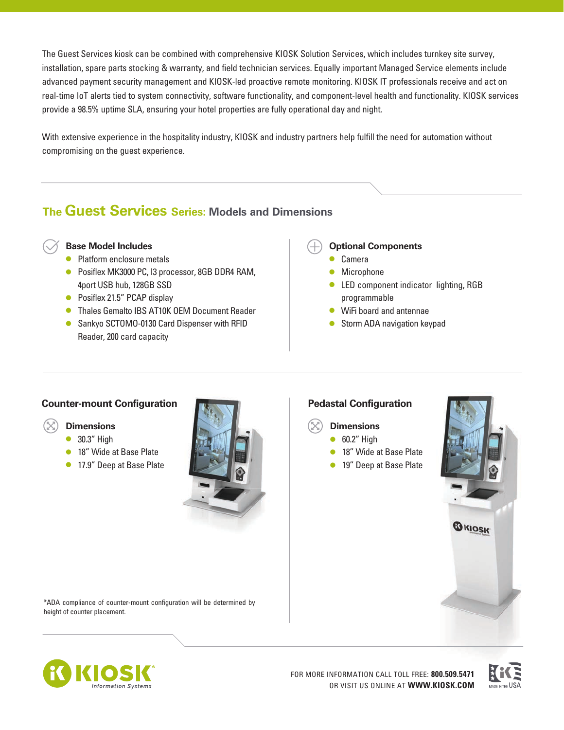The Guest Services kiosk can be combined with comprehensive KIOSK Solution Services, which includes turnkey site survey, installation, spare parts stocking & warranty, and field technician services. Equally important Managed Service elements include advanced payment security management and KIOSK-led proactive remote monitoring. KIOSK IT professionals receive and act on real-time IoT alerts tied to system connectivity, software functionality, and component-level health and functionality. KIOSK services provide a 98.5% uptime SLA, ensuring your hotel properties are fully operational day and night.

With extensive experience in the hospitality industry, KIOSK and industry partners help fulfill the need for automation without compromising on the guest experience.

## The Guest Services Series: Models and Dimensions

### Base Model Includes

- Platform enclosure metals
- Posiflex MK3000 PC, I3 processor, 8GB DDR4 RAM, 4port USB hub, 128GB SSD
- Posiflex 21.5" PCAP display
- Thales Gemalto IBS AT10K OEM Document Reader
- Sankyo SCTOMO-0130 Card Dispenser with RFID Reader, 200 card capacity

### Optional Components

- Camera
- Microphone
- LED component indicator lighting, RGB programmable
- WiFi board and antennae
- Storm ADA navigation keypad

### Counter-mount Configuration

**Dimensions**

- 30.3" High
- 18" Wide at Base Plate
- 17.9" Deep at Base Plate

*ADA compliance of counter-mount configuration will be determined by height of counter placement.

### Pedastal Configuration

**Dimensions**

- 60.2" High
- 18" Wide at Base Plate
- 19" Deep at Base Plate

FOR MORE INFORMATION CALL TOLL FREE: **800.509.5471**
OR VISIT US ONLINE AT **WWW.KIOSK.COM**